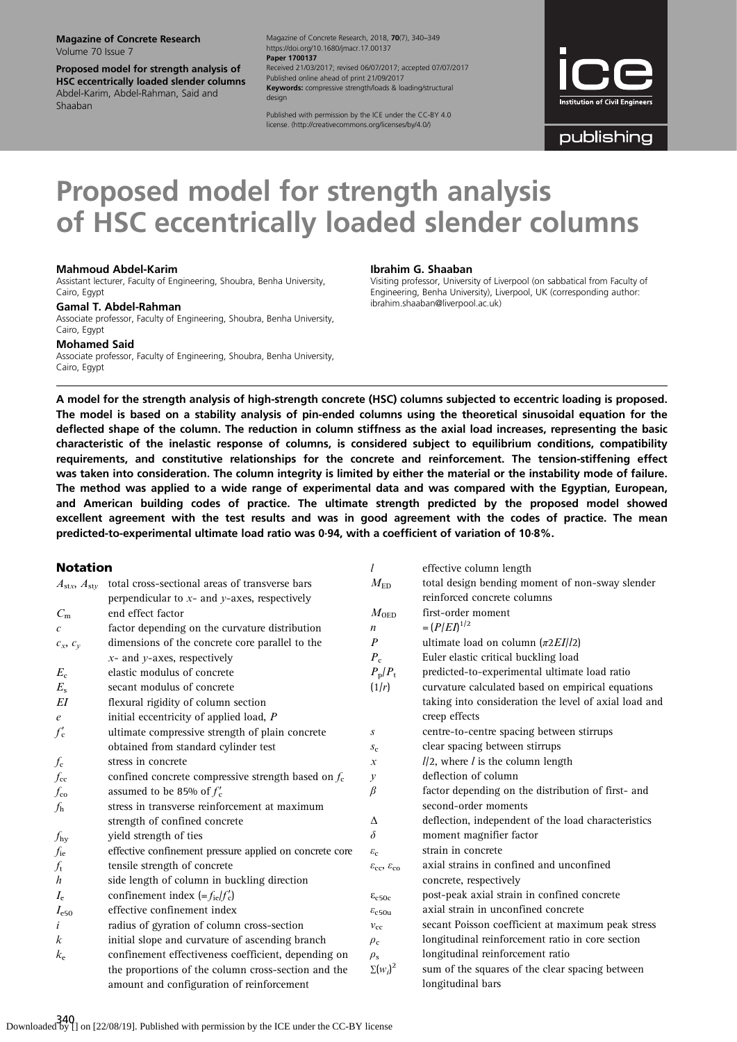# Proposed model for strength analysis of HSC eccentrically loaded slender columns

Magazine of Concrete Research, 2018, **70**(7), 340–349
https://doi.org/10.1680/jmacr.17.00137
**Paper 1700137**
Received 21/03/2017; revised 06/07/2017; accepted 07/07/2017
Published online ahead of print 21/09/2017
**Keywords:** compressive strength/loads & loading/structural design

Published with permission by the ICE under the CC-BY 4.0 license. (http://creativecommons.org/licenses/by/4.0/)

**Mahmoud Abdel-Karim**
Assistant lecturer, Faculty of Engineering, Shoubra, Benha University, Cairo, Egypt

**Gamal T. Abdel-Rahman**
Associate professor, Faculty of Engineering, Shoubra, Benha University, Cairo, Egypt

**Mohamed Said**
Associate professor, Faculty of Engineering, Shoubra, Benha University, Cairo, Egypt

**Ibrahim G. Shaaban**
Visiting professor, University of Liverpool (on sabbatical from Faculty of Engineering, Benha University), Liverpool, UK (corresponding author: ibrahim.shaaban@liverpool.ac.uk)

**A model for the strength analysis of high-strength concrete (HSC) columns subjected to eccentric loading is proposed. The model is based on a stability analysis of pin-ended columns using the theoretical sinusoidal equation for the deflected shape of the column. The reduction in column stiffness as the axial load increases, representing the basic characteristic of the inelastic response of columns, is considered subject to equilibrium conditions, compatibility requirements, and constitutive relationships for the concrete and reinforcement. The tension-stiffening effect was taken into consideration. The column integrity is limited by either the material or the instability mode of failure. The method was applied to a wide range of experimental data and was compared with the Egyptian, European, and American building codes of practice. The ultimate strength predicted by the proposed model showed excellent agreement with the test results and was in good agreement with the codes of practice. The mean predicted-to-experimental ultimate load ratio was 0·94, with a coefficient of variation of 10·8%.**

## Notation

| | |
|---|---|
| $A_{stx}$, $A_{sty}$ | total cross-sectional areas of transverse bars perpendicular to $x$- and $y$-axes, respectively |
| $C_m$ | end effect factor |
| $c$ | factor depending on the curvature distribution |
| $c_x$, $c_y$ | dimensions of the concrete core parallel to the $x$- and $y$-axes, respectively |
| $E_c$ | elastic modulus of concrete |
| $E_s$ | secant modulus of concrete |
| $EI$ | flexural rigidity of column section |
| $e$ | initial eccentricity of applied load, $P$ |
| $f'_c$ | ultimate compressive strength of plain concrete obtained from standard cylinder test |
| $f_c$ | stress in concrete |
| $f_{cc}$ | confined concrete compressive strength based on $f_c$ |
| $f_{co}$ | assumed to be 85% of $f'_c$ |
| $f_h$ | stress in transverse reinforcement at maximum strength of confined concrete |
| $f_{hy}$ | yield strength of ties |
| $f_{le}$ | effective confinement pressure applied on concrete core |
| $f_t$ | tensile strength of concrete |
| $h$ | side length of column in buckling direction |
| $I_e$ | confinement index ($=f_{le}/f'_c$) |
| $I_{e50}$ | effective confinement index |
| $i$ | radius of gyration of column cross-section |
| $k$ | initial slope and curvature of ascending branch |
| $k_e$ | confinement effectiveness coefficient, depending on the proportions of the column cross-section and the amount and configuration of reinforcement |
| $l$ | effective column length |
| $M_{ED}$ | total design bending moment of non-sway slender reinforced concrete columns |
| $M_{OED}$ | first-order moment |
| $n$ | $=(P/EI)^{1/2}$ |
| $P$ | ultimate load on column ($\pi 2EI/l2$) |
| $P_c$ | Euler elastic critical buckling load |
| $P_p/P_t$ | predicted-to-experimental ultimate load ratio |
| $(1/r)$ | curvature calculated based on empirical equations taking into consideration the level of axial load and creep effects |
| $s$ | centre-to-centre spacing between stirrups |
| $s_c$ | clear spacing between stirrups |
| $x$ | $l/2$, where $l$ is the column length |
| $y$ | deflection of column |
| $\beta$ | factor depending on the distribution of first- and second-order moments |
| $\Delta$ | deflection, independent of the load characteristics |
| $\delta$ | moment magnifier factor |
| $\varepsilon_c$ | strain in concrete |
| $\varepsilon_{cc}$, $\varepsilon_{co}$ | axial strains in confined and unconfined concrete, respectively |
| $\varepsilon_{c50c}$ | post-peak axial strain in confined concrete |
| $\varepsilon_{c50u}$ | axial strain in unconfined concrete |
| $\nu_{cc}$ | secant Poisson coefficient at maximum peak stress |
| $\rho_c$ | longitudinal reinforcement ratio in core section |
| $\rho_s$ | longitudinal reinforcement ratio |
| $\Sigma(w_i)^2$ | sum of the squares of the clear spacing between longitudinal bars |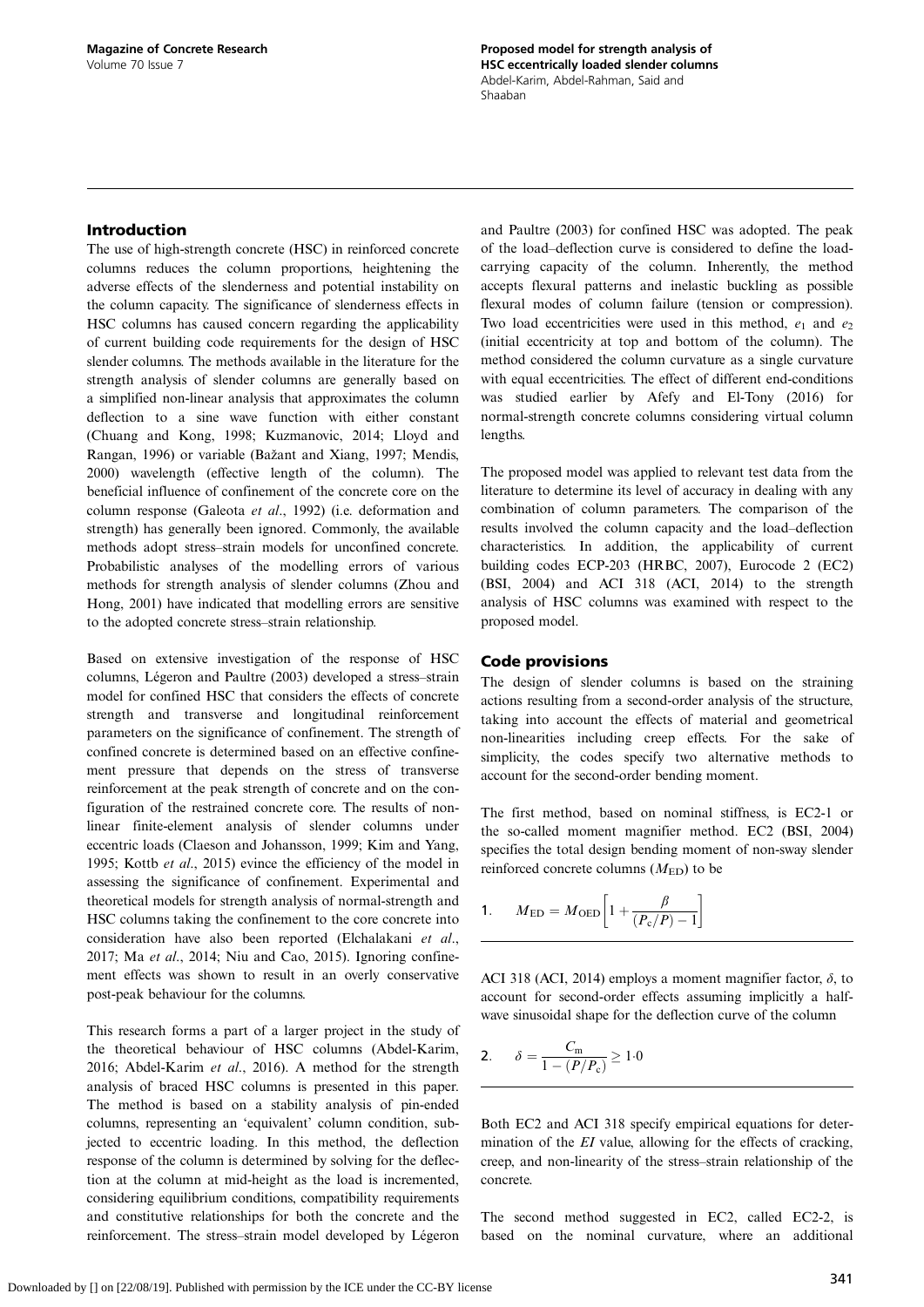## Introduction

The use of high-strength concrete (HSC) in reinforced concrete columns reduces the column proportions, heightening the adverse effects of the slenderness and potential instability on the column capacity. The significance of slenderness effects in HSC columns has caused concern regarding the applicability of current building code requirements for the design of HSC slender columns. The methods available in the literature for the strength analysis of slender columns are generally based on a simplified non-linear analysis that approximates the column deflection to a sine wave function with either constant (Chuang and Kong, 1998; Kuzmanovic, 2014; Lloyd and Rangan, 1996) or variable (Bažant and Xiang, 1997; Mendis, 2000) wavelength (effective length of the column). The beneficial influence of confinement of the concrete core on the column response (Galeota *et al*., 1992) (i.e. deformation and strength) has generally been ignored. Commonly, the available methods adopt stress–strain models for unconfined concrete. Probabilistic analyses of the modelling errors of various methods for strength analysis of slender columns (Zhou and Hong, 2001) have indicated that modelling errors are sensitive to the adopted concrete stress–strain relationship.

Based on extensive investigation of the response of HSC columns, Légeron and Paultre (2003) developed a stress–strain model for confined HSC that considers the effects of concrete strength and transverse and longitudinal reinforcement parameters on the significance of confinement. The strength of confined concrete is determined based on an effective confinement pressure that depends on the stress of transverse reinforcement at the peak strength of concrete and on the configuration of the restrained concrete core. The results of non-linear finite-element analysis of slender columns under eccentric loads (Claeson and Johansson, 1999; Kim and Yang, 1995; Kottb *et al*., 2015) evince the efficiency of the model in assessing the significance of confinement. Experimental and theoretical models for strength analysis of normal-strength and HSC columns taking the confinement to the core concrete into consideration have also been reported (Elchalakani *et al*., 2017; Ma *et al*., 2014; Niu and Cao, 2015). Ignoring confinement effects was shown to result in an overly conservative post-peak behaviour for the columns.

This research forms a part of a larger project in the study of the theoretical behaviour of HSC columns (Abdel-Karim, 2016; Abdel-Karim *et al*., 2016). A method for the strength analysis of braced HSC columns is presented in this paper. The method is based on a stability analysis of pin-ended columns, representing an 'equivalent' column condition, subjected to eccentric loading. In this method, the deflection response of the column is determined by solving for the deflection at the column at mid-height as the load is incremented, considering equilibrium conditions, compatibility requirements and constitutive relationships for both the concrete and the reinforcement. The stress–strain model developed by Légeron and Paultre (2003) for confined HSC was adopted. The peak of the load–deflection curve is considered to define the load-carrying capacity of the column. Inherently, the method accepts flexural patterns and inelastic buckling as possible flexural modes of column failure (tension or compression). Two load eccentricities were used in this method, $e_1$ and $e_2$ (initial eccentricity at top and bottom of the column). The method considered the column curvature as a single curvature with equal eccentricities. The effect of different end-conditions was studied earlier by Afefy and El-Tony (2016) for normal-strength concrete columns considering virtual column lengths.

The proposed model was applied to relevant test data from the literature to determine its level of accuracy in dealing with any combination of column parameters. The comparison of the results involved the column capacity and the load–deflection characteristics. In addition, the applicability of current building codes ECP-203 (HRBC, 2007), Eurocode 2 (EC2) (BSI, 2004) and ACI 318 (ACI, 2014) to the strength analysis of HSC columns was examined with respect to the proposed model.

## Code provisions

The design of slender columns is based on the straining actions resulting from a second-order analysis of the structure, taking into account the effects of material and geometrical non-linearities including creep effects. For the sake of simplicity, the codes specify two alternative methods to account for the second-order bending moment.

The first method, based on nominal stiffness, is EC2-1 or the so-called moment magnifier method. EC2 (BSI, 2004) specifies the total design bending moment of non-sway slender reinforced concrete columns ($M_{\mathrm{ED}}$) to be

$$1.\quad M_{\mathrm{ED}} = M_{\mathrm{OED}}\left[1 + \frac{\beta}{(P_{\mathrm{c}}/P) - 1}\right]$$

ACI 318 (ACI, 2014) employs a moment magnifier factor, $\delta$, to account for second-order effects assuming implicitly a half-wave sinusoidal shape for the deflection curve of the column

$$2.\quad \delta = \frac{C_{\mathrm{m}}}{1 - (P/P_{\mathrm{c}})} \geq 1{\cdot}0$$

Both EC2 and ACI 318 specify empirical equations for determination of the $EI$ value, allowing for the effects of cracking, creep, and non-linearity of the stress–strain relationship of the concrete.

The second method suggested in EC2, called EC2-2, is based on the nominal curvature, where an additional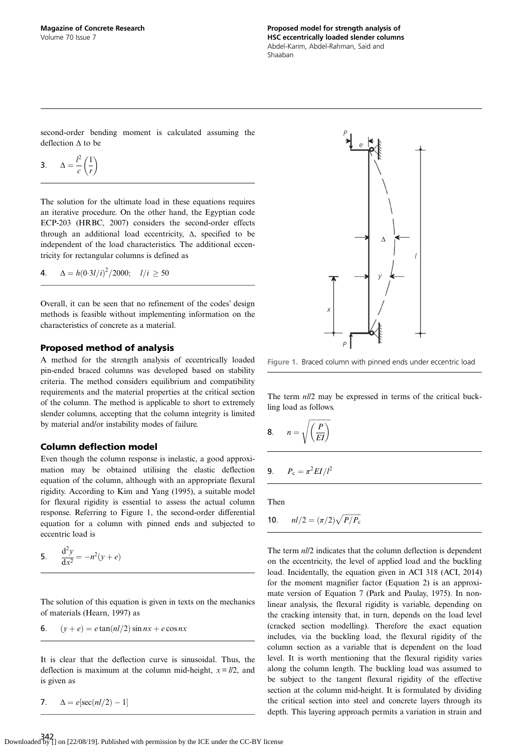second-order bending moment is calculated assuming the deflection Δ to be

$$3. \quad \Delta = \frac{l^2}{c}\left(\frac{1}{r}\right)$$

The solution for the ultimate load in these equations requires an iterative procedure. On the other hand, the Egyptian code ECP-203 (HRBC, 2007) considers the second-order effects through an additional load eccentricity, Δ, specified to be independent of the load characteristics. The additional eccentricity for rectangular columns is defined as

$$4. \quad \Delta = h(0{\cdot}3l/i)^2/2000; \quad l/i \geq 50$$

Overall, it can be seen that no refinement of the codes' design methods is feasible without implementing information on the characteristics of concrete as a material.

## Proposed method of analysis

A method for the strength analysis of eccentrically loaded pin-ended braced columns was developed based on stability criteria. The method considers equilibrium and compatibility requirements and the material properties at the critical section of the column. The method is applicable to short to extremely slender columns, accepting that the column integrity is limited by material and/or instability modes of failure.

## Column deflection model

Even though the column response is inelastic, a good approximation may be obtained utilising the elastic deflection equation of the column, although with an appropriate flexural rigidity. According to Kim and Yang (1995), a suitable model for flexural rigidity is essential to assess the actual column response. Referring to Figure 1, the second-order differential equation for a column with pinned ends and subjected to eccentric load is

$$5. \quad \frac{d^2y}{dx^2} = -n^2(y + e)$$

The solution of this equation is given in texts on the mechanics of materials (Hearn, 1997) as

$$6. \quad (y + e) = e\tan(nl/2)\sin nx + e\cos nx$$

It is clear that the deflection curve is sinusoidal. Thus, the deflection is maximum at the column mid-height, $x = l/2$, and is given as

$$7. \quad \Delta = e[\sec(nl/2) - 1]$$

Figure 1. Braced column with pinned ends under eccentric load

The term $nl/2$ may be expressed in terms of the critical buckling load as follows.

$$8. \quad n = \sqrt{\left(\frac{P}{EI}\right)}$$

$$9. \quad P_c = \pi^2 EI/l^2$$

Then

$$10. \quad nl/2 = (\pi/2)\sqrt{P/P_c}$$

The term $nl/2$ indicates that the column deflection is dependent on the eccentricity, the level of applied load and the buckling load. Incidentally, the equation given in ACI 318 (ACI, 2014) for the moment magnifier factor (Equation 2) is an approximate version of Equation 7 (Park and Paulay, 1975). In nonlinear analysis, the flexural rigidity is variable, depending on the cracking intensity that, in turn, depends on the load level (cracked section modelling). Therefore the exact equation includes, via the buckling load, the flexural rigidity of the column section as a variable that is dependent on the load level. It is worth mentioning that the flexural rigidity varies along the column length. The buckling load was assumed to be subject to the tangent flexural rigidity of the effective section at the column mid-height. It is formulated by dividing the critical section into steel and concrete layers through its depth. This layering approach permits a variation in strain and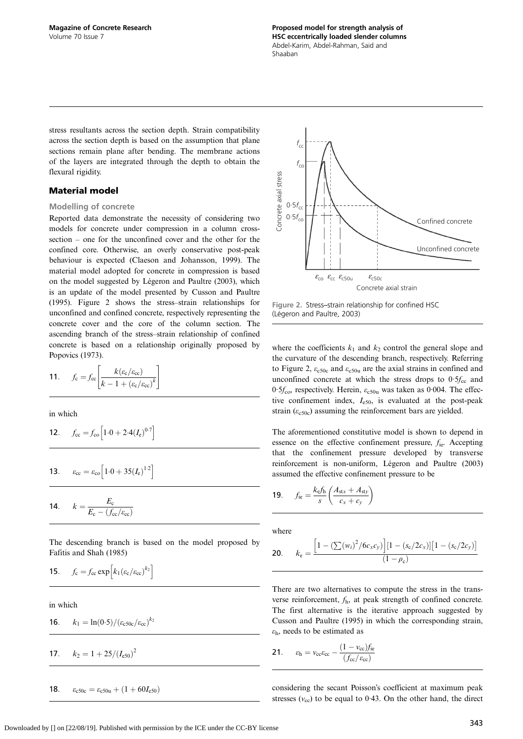stress resultants across the section depth. Strain compatibility across the section depth is based on the assumption that plane sections remain plane after bending. The membrane actions of the layers are integrated through the depth to obtain the flexural rigidity.

## Material model

### Modelling of concrete

Reported data demonstrate the necessity of considering two models for concrete under compression in a column cross-section – one for the unconfined cover and the other for the confined core. Otherwise, an overly conservative post-peak behaviour is expected (Claeson and Johansson, 1999). The material model adopted for concrete in compression is based on the model suggested by Légeron and Paultre (2003), which is an update of the model presented by Cusson and Paultre (1995). Figure 2 shows the stress–strain relationships for unconfined and confined concrete, respectively representing the concrete cover and the core of the column section. The ascending branch of the stress–strain relationship of confined concrete is based on a relationship originally proposed by Popovics (1973).

$$11.\quad f_c = f_{cc}\left[\frac{k(\varepsilon_c/\varepsilon_{cc})}{k-1+(\varepsilon_c/\varepsilon_{cc})^k}\right]$$

in which

$$12.\quad f_{cc} = f_{co}\left[1{\cdot}0 + 2{\cdot}4(I_e)^{0{\cdot}7}\right]$$

$$13.\quad \varepsilon_{cc} = \varepsilon_{co}\left[1{\cdot}0 + 35(I_e)^{1{\cdot}2}\right]$$

$$14.\quad k = \frac{E_c}{E_c - (f_{cc}/\varepsilon_{cc})}$$

The descending branch is based on the model proposed by Fafitis and Shah (1985)

$$15.\quad f_c = f_{cc}\exp\left[k_1(\varepsilon_c/\varepsilon_{cc})^{k_2}\right]$$

in which

$$16.\quad k_1 = \ln(0{\cdot}5)/(\varepsilon_{c50c}/\varepsilon_{cc})^{k_2}$$

$$17.\quad k_2 = 1 + 25/(I_{e50})^2$$

$$18.\quad \varepsilon_{c50c} = \varepsilon_{c50u} + (1 + 60I_{e50})$$

Figure 2. Stress–strain relationship for confined HSC (Légeron and Paultre, 2003)

where the coefficients $k_1$ and $k_2$ control the general slope and the curvature of the descending branch, respectively. Referring to Figure 2, $\varepsilon_{c50c}$ and $\varepsilon_{c50u}$ are the axial strains in confined and unconfined concrete at which the stress drops to $0{\cdot}5f_{cc}$ and $0{\cdot}5f_{co}$, respectively. Herein, $\varepsilon_{c50u}$ was taken as 0·004. The effective confinement index, $I_{e50}$, is evaluated at the post-peak strain ($\varepsilon_{c50c}$) assuming the reinforcement bars are yielded.

The aforementioned constitutive model is shown to depend in essence on the effective confinement pressure, $f_{ie}$. Accepting that the confinement pressure developed by transverse reinforcement is non-uniform, Légeron and Paultre (2003) assumed the effective confinement pressure to be

$$19.\quad f_{ie} = \frac{k_e f_h}{s}\left(\frac{A_{stx} + A_{sty}}{c_x + c_y}\right)$$

where

$$20.\quad k_e = \frac{\left[1 - \left(\sum(w_i)^2/6c_xc_y\right)\right]\left[1 - (s_c/2c_x)\right]\left[1 - (s_c/2c_y)\right]}{(1-\rho_c)}$$

There are two alternatives to compute the stress in the transverse reinforcement, $f_h$, at peak strength of confined concrete. The first alternative is the iterative approach suggested by Cusson and Paultre (1995) in which the corresponding strain, $\varepsilon_h$, needs to be estimated as

$$21.\quad \varepsilon_h = \nu_{cc}\varepsilon_{cc} - \frac{(1-\nu_{cc})f_{ie}}{(f_{cc}/\varepsilon_{cc})}$$

considering the secant Poisson's coefficient at maximum peak stresses ($\nu_{cc}$) to be equal to 0·43. On the other hand, the direct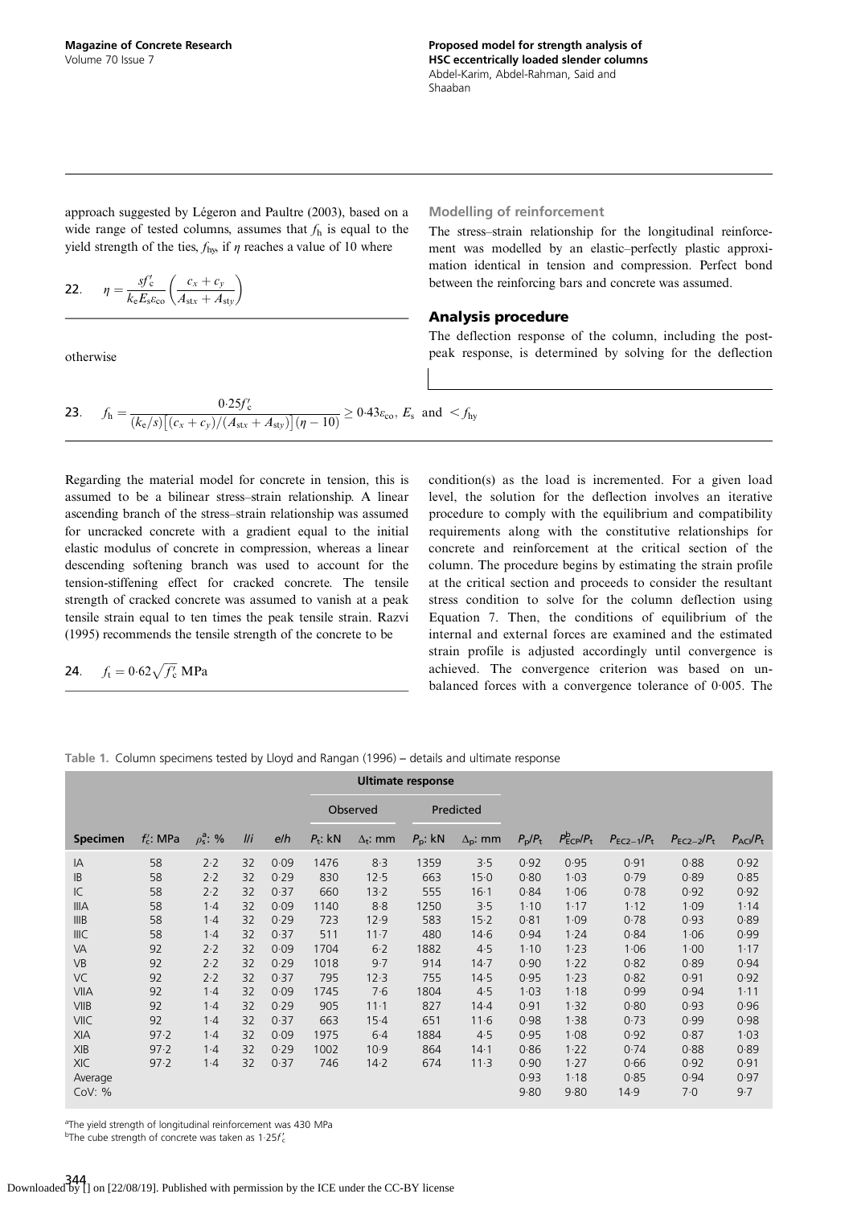approach suggested by Légeron and Paultre (2003), based on a wide range of tested columns, assumes that $f_h$ is equal to the yield strength of the ties, $f_{hy}$, if $\eta$ reaches a value of 10 where

$$\text{22.}\quad \eta = \frac{sf'_c}{k_e E_s \varepsilon_{co}} \left( \frac{c_x + c_y}{A_{stx} + A_{sty}} \right)$$

otherwise

$$\text{23.}\quad f_h = \frac{0{\cdot}25 f'_c}{(k_e/s)\left[(c_x + c_y)/(A_{stx} + A_{sty})\right](\eta - 10)} \geq 0{\cdot}43\varepsilon_{co},\ E_s \ \text{and} \ < f_{hy}$$

Regarding the material model for concrete in tension, this is assumed to be a bilinear stress–strain relationship. A linear ascending branch of the stress–strain relationship was assumed for uncracked concrete with a gradient equal to the initial elastic modulus of concrete in compression, whereas a linear descending softening branch was used to account for the tension-stiffening effect for cracked concrete. The tensile strength of cracked concrete was assumed to vanish at a peak tensile strain equal to ten times the peak tensile strain. Razvi (1995) recommends the tensile strength of the concrete to be

$$\text{24.}\quad f_t = 0{\cdot}62\sqrt{f'_c}\ \text{MPa}$$

### Modelling of reinforcement

The stress–strain relationship for the longitudinal reinforcement was modelled by an elastic–perfectly plastic approximation identical in tension and compression. Perfect bond between the reinforcing bars and concrete was assumed.

## Analysis procedure

The deflection response of the column, including the post-peak response, is determined by solving for the deflection condition(s) as the load is incremented. For a given load level, the solution for the deflection involves an iterative procedure to comply with the equilibrium and compatibility requirements along with the constitutive relationships for concrete and reinforcement at the critical section of the column. The procedure begins by estimating the strain profile at the critical section and proceeds to consider the resultant stress condition to solve for the column deflection using Equation 7. Then, the conditions of equilibrium of the internal and external forces are examined and the estimated strain profile is adjusted accordingly until convergence is achieved. The convergence criterion was based on unbalanced forces with a convergence tolerance of 0·005. The

Table 1. Column specimens tested by Lloyd and Rangan (1996) – details and ultimate response

| | | | | | Ultimate response | | | | | | | | |
|---|---|---|---|---|---|---|---|---|---|---|---|---|---|
| | | | | | Observed | | Predicted | | | | | | |
| Specimen | $f'_c$: MPa | $\rho_s^a$: % | $l/i$ | $e/h$ | $P_t$: kN | $\Delta_t$: mm | $P_p$: kN | $\Delta_p$: mm | $P_p/P_t$ | $P^b_{ECP}/P_t$ | $P_{EC2-1}/P_t$ | $P_{EC2-2}/P_t$ | $P_{ACI}/P_t$ |
| IA | 58 | 2·2 | 32 | 0·09 | 1476 | 8·3 | 1359 | 3·5 | 0·92 | 0·95 | 0·91 | 0·88 | 0·92 |
| IB | 58 | 2·2 | 32 | 0·29 | 830 | 12·5 | 663 | 15·0 | 0·80 | 1·03 | 0·79 | 0·89 | 0·85 |
| IC | 58 | 2·2 | 32 | 0·37 | 660 | 13·2 | 555 | 16·1 | 0·84 | 1·06 | 0·78 | 0·92 | 0·92 |
| IIIA | 58 | 1·4 | 32 | 0·09 | 1140 | 8·8 | 1250 | 3·5 | 1·10 | 1·17 | 1·12 | 1·09 | 1·14 |
| IIIB | 58 | 1·4 | 32 | 0·29 | 723 | 12·9 | 583 | 15·2 | 0·81 | 1·09 | 0·78 | 0·93 | 0·89 |
| IIIC | 58 | 1·4 | 32 | 0·37 | 511 | 11·7 | 480 | 14·6 | 0·94 | 1·24 | 0·84 | 1·06 | 0·99 |
| VA | 92 | 2·2 | 32 | 0·09 | 1704 | 6·2 | 1882 | 4·5 | 1·10 | 1·23 | 1·06 | 1·00 | 1·17 |
| VB | 92 | 2·2 | 32 | 0·29 | 1018 | 9·7 | 914 | 14·7 | 0·90 | 1·22 | 0·82 | 0·89 | 0·94 |
| VC | 92 | 2·2 | 32 | 0·37 | 795 | 12·3 | 755 | 14·5 | 0·95 | 1·23 | 0·82 | 0·91 | 0·92 |
| VIIA | 92 | 1·4 | 32 | 0·09 | 1745 | 7·6 | 1804 | 4·5 | 1·03 | 1·18 | 0·99 | 0·94 | 1·11 |
| VIIB | 92 | 1·4 | 32 | 0·29 | 905 | 11·1 | 827 | 14·4 | 0·91 | 1·32 | 0·80 | 0·93 | 0·96 |
| VIIC | 92 | 1·4 | 32 | 0·37 | 663 | 15·4 | 651 | 11·6 | 0·98 | 1·38 | 0·73 | 0·99 | 0·98 |
| XIA | 97·2 | 1·4 | 32 | 0·09 | 1975 | 6·4 | 1884 | 4·5 | 0·95 | 1·08 | 0·92 | 0·87 | 1·03 |
| XIB | 97·2 | 1·4 | 32 | 0·29 | 1002 | 10·9 | 864 | 14·1 | 0·86 | 1·22 | 0·74 | 0·88 | 0·89 |
| XIC | 97·2 | 1·4 | 32 | 0·37 | 746 | 14·2 | 674 | 11·3 | 0·90 | 1·27 | 0·66 | 0·92 | 0·91 |
| Average | | | | | | | | | 0·93 | 1·18 | 0·85 | 0·94 | 0·97 |
| CoV: % | | | | | | | | | 9·80 | 9·80 | 14·9 | 7·0 | 9·7 |

[a]The yield strength of longitudinal reinforcement was 430 MPa
[b]The cube strength of concrete was taken as $1{\cdot}25f'_c$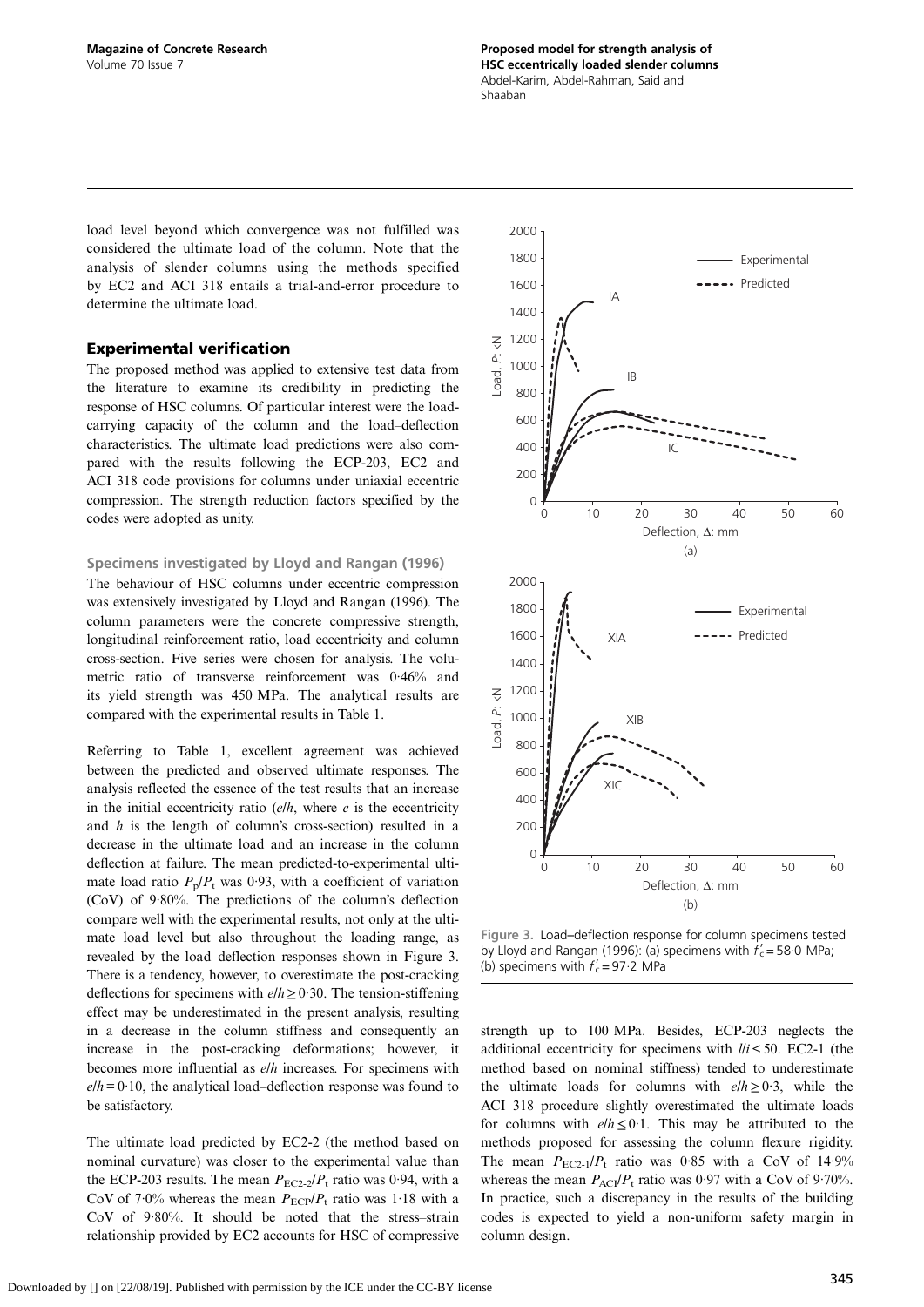load level beyond which convergence was not fulfilled was considered the ultimate load of the column. Note that the analysis of slender columns using the methods specified by EC2 and ACI 318 entails a trial-and-error procedure to determine the ultimate load.

## Experimental verification

The proposed method was applied to extensive test data from the literature to examine its credibility in predicting the response of HSC columns. Of particular interest were the load-carrying capacity of the column and the load–deflection characteristics. The ultimate load predictions were also compared with the results following the ECP-203, EC2 and ACI 318 code provisions for columns under uniaxial eccentric compression. The strength reduction factors specified by the codes were adopted as unity.

### Specimens investigated by Lloyd and Rangan (1996)

The behaviour of HSC columns under eccentric compression was extensively investigated by Lloyd and Rangan (1996). The column parameters were the concrete compressive strength, longitudinal reinforcement ratio, load eccentricity and column cross-section. Five series were chosen for analysis. The volumetric ratio of transverse reinforcement was 0·46% and its yield strength was 450 MPa. The analytical results are compared with the experimental results in Table 1.

Referring to Table 1, excellent agreement was achieved between the predicted and observed ultimate responses. The analysis reflected the essence of the test results that an increase in the initial eccentricity ratio ($e/h$, where $e$ is the eccentricity and $h$ is the length of column's cross-section) resulted in a decrease in the ultimate load and an increase in the column deflection at failure. The mean predicted-to-experimental ultimate load ratio $P_p/P_t$ was 0·93, with a coefficient of variation (CoV) of 9·80%. The predictions of the column's deflection compare well with the experimental results, not only at the ultimate load level but also throughout the loading range, as revealed by the load–deflection responses shown in Figure 3. There is a tendency, however, to overestimate the post-cracking deflections for specimens with $e/h \geq 0{\cdot}30$. The tension-stiffening effect may be underestimated in the present analysis, resulting in a decrease in the column stiffness and consequently an increase in the post-cracking deformations; however, it becomes more influential as $e/h$ increases. For specimens with $e/h = 0{\cdot}10$, the analytical load–deflection response was found to be satisfactory.

The ultimate load predicted by EC2-2 (the method based on nominal curvature) was closer to the experimental value than the ECP-203 results. The mean $P_{EC2\text{-}2}/P_t$ ratio was 0·94, with a CoV of 7·0% whereas the mean $P_{ECP}/P_t$ ratio was 1·18 with a CoV of 9·80%. It should be noted that the stress–strain relationship provided by EC2 accounts for HSC of compressive strength up to 100 MPa. Besides, ECP-203 neglects the additional eccentricity for specimens with $l/i < 50$. EC2-1 (the method based on nominal stiffness) tended to underestimate the ultimate loads for columns with $e/h \geq 0{\cdot}3$, while the ACI 318 procedure slightly overestimated the ultimate loads for columns with $e/h \leq 0{\cdot}1$. This may be attributed to the methods proposed for assessing the column flexure rigidity. The mean $P_{EC2\text{-}1}/P_t$ ratio was 0·85 with a CoV of 14·9% whereas the mean $P_{ACI}/P_t$ ratio was 0·97 with a CoV of 9·70%. In practice, such a discrepancy in the results of the building codes is expected to yield a non-uniform safety margin in column design.

Figure 3. Load–deflection response for column specimens tested by Lloyd and Rangan (1996): (a) specimens with $f'_c = 58{\cdot}0$ MPa; (b) specimens with $f'_c = 97{\cdot}2$ MPa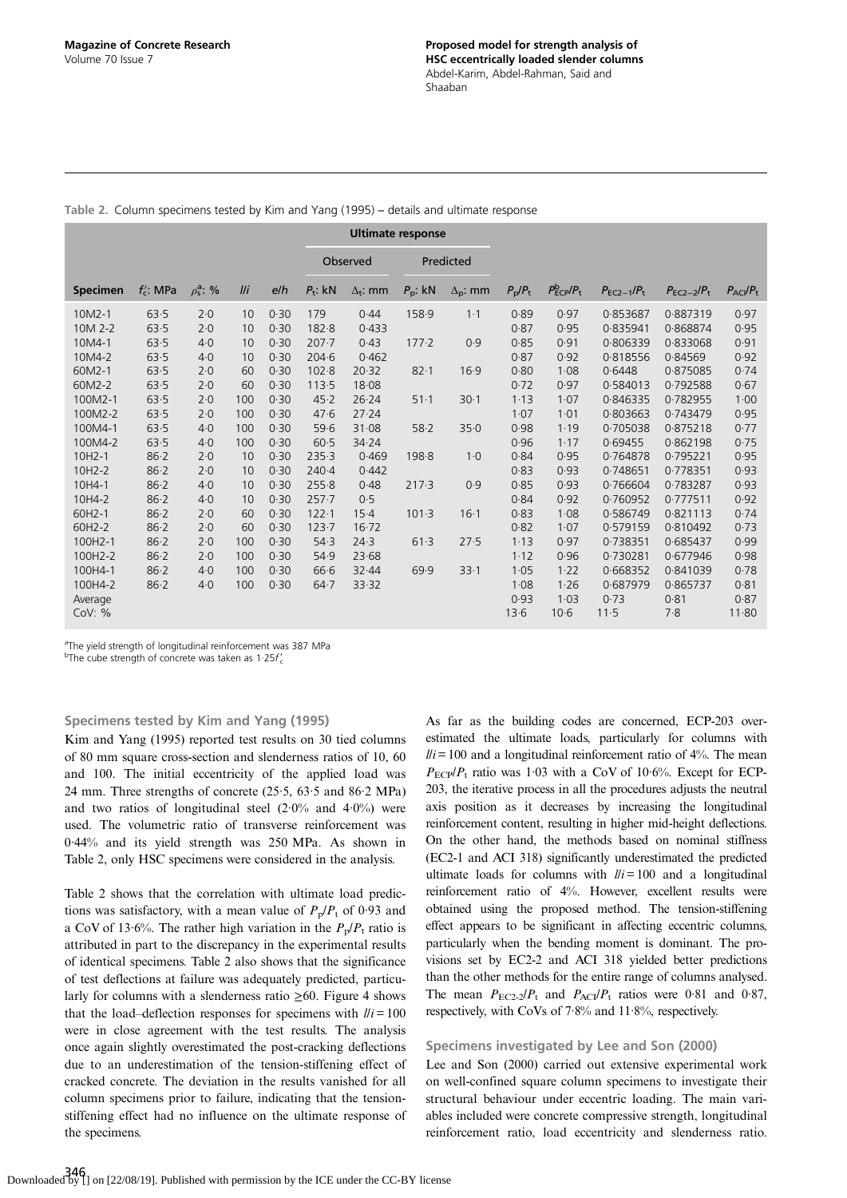Table 2. Column specimens tested by Kim and Yang (1995) – details and ultimate response

| Specimen | $f'_c$: MPa | $\rho_s^a$: % | $l/i$ | $e/h$ | Ultimate response | | | | $P_p/P_t$ | $P^b_{ECP}/P_t$ | $P_{EC2-1}/P_t$ | $P_{EC2-2}/P_t$ | $P_{ACI}/P_t$ |
|---|---|---|---|---|---|---|---|---|---|---|---|---|---|
| | | | | | Observed | | Predicted | | | | | | |
| | | | | | $P_t$: kN | $\Delta_t$: mm | $P_p$: kN | $\Delta_p$: mm | | | | | |
| 10M2-1 | 63·5 | 2·0 | 10 | 0·30 | 179 | 0·44 | 158·9 | 1·1 | 0·89 | 0·97 | 0·853687 | 0·887319 | 0·97 |
| 10M 2-2 | 63·5 | 2·0 | 10 | 0·30 | 182·8 | 0·433 | | | 0·87 | 0·95 | 0·835941 | 0·868874 | 0·95 |
| 10M4-1 | 63·5 | 4·0 | 10 | 0·30 | 207·7 | 0·43 | 177·2 | 0·9 | 0·85 | 0·91 | 0·806339 | 0·833068 | 0·91 |
| 10M4-2 | 63·5 | 4·0 | 10 | 0·30 | 204·6 | 0·462 | | | 0·87 | 0·92 | 0·818556 | 0·84569 | 0·92 |
| 60M2-1 | 63·5 | 2·0 | 60 | 0·30 | 102·8 | 20·32 | 82·1 | 16·9 | 0·80 | 1·08 | 0·6448 | 0·875085 | 0·74 |
| 60M2-2 | 63·5 | 2·0 | 60 | 0·30 | 113·5 | 18·08 | | | 0·72 | 0·97 | 0·584013 | 0·792588 | 0·67 |
| 100M2-1 | 63·5 | 2·0 | 100 | 0·30 | 45·2 | 26·24 | 51·1 | 30·1 | 1·13 | 1·07 | 0·846335 | 0·782955 | 1·00 |
| 100M2-2 | 63·5 | 2·0 | 100 | 0·30 | 47·6 | 27·24 | | | 1·07 | 1·01 | 0·803663 | 0·743479 | 0·95 |
| 100M4-1 | 63·5 | 4·0 | 100 | 0·30 | 59·6 | 31·08 | 58·2 | 35·0 | 0·98 | 1·19 | 0·705038 | 0·875218 | 0·77 |
| 100M4-2 | 63·5 | 4·0 | 100 | 0·30 | 60·5 | 34·24 | | | 0·96 | 1·17 | 0·69455 | 0·862198 | 0·75 |
| 10H2-1 | 86·2 | 2·0 | 10 | 0·30 | 235·3 | 0·469 | 198·8 | 1·0 | 0·84 | 0·95 | 0·764878 | 0·795221 | 0·95 |
| 10H2-2 | 86·2 | 2·0 | 10 | 0·30 | 240·4 | 0·442 | | | 0·83 | 0·93 | 0·748651 | 0·778351 | 0·93 |
| 10H4-1 | 86·2 | 4·0 | 10 | 0·30 | 255·8 | 0·48 | 217·3 | 0·9 | 0·85 | 0·93 | 0·766604 | 0·783287 | 0·93 |
| 10H4-2 | 86·2 | 4·0 | 10 | 0·30 | 257·7 | 0·5 | | | 0·84 | 0·92 | 0·760952 | 0·777511 | 0·92 |
| 60H2-1 | 86·2 | 2·0 | 60 | 0·30 | 122·1 | 15·4 | 101·3 | 16·1 | 0·83 | 1·08 | 0·586749 | 0·821113 | 0·74 |
| 60H2-2 | 86·2 | 2·0 | 60 | 0·30 | 123·7 | 16·72 | | | 0·82 | 1·07 | 0·579159 | 0·810492 | 0·73 |
| 100H2-1 | 86·2 | 2·0 | 100 | 0·30 | 54·3 | 24·3 | 61·3 | 27·5 | 1·13 | 0·97 | 0·738351 | 0·685437 | 0·99 |
| 100H2-2 | 86·2 | 2·0 | 100 | 0·30 | 54·9 | 23·68 | | | 1·12 | 0·96 | 0·730281 | 0·677946 | 0·98 |
| 100H4-1 | 86·2 | 4·0 | 100 | 0·30 | 66·6 | 32·44 | 69·9 | 33·1 | 1·05 | 1·22 | 0·668352 | 0·841039 | 0·78 |
| 100H4-2 | 86·2 | 4·0 | 100 | 0·30 | 64·7 | 33·32 | | | 1·08 | 1·26 | 0·687979 | 0·865737 | 0·81 |
| Average | | | | | | | | | 0·93 | 1·03 | 0·73 | 0·81 | 0·87 |
| CoV: % | | | | | | | | | 13·6 | 10·6 | 11·5 | 7·8 | 11·80 |

[a]The yield strength of longitudinal reinforcement was 387 MPa
[b]The cube strength of concrete was taken as $1{\cdot}25f'_c$

### Specimens tested by Kim and Yang (1995)

Kim and Yang (1995) reported test results on 30 tied columns of 80 mm square cross-section and slenderness ratios of 10, 60 and 100. The initial eccentricity of the applied load was 24 mm. Three strengths of concrete (25·5, 63·5 and 86·2 MPa) and two ratios of longitudinal steel (2·0% and 4·0%) were used. The volumetric ratio of transverse reinforcement was 0·44% and its yield strength was 250 MPa. As shown in Table 2, only HSC specimens were considered in the analysis.

Table 2 shows that the correlation with ultimate load predictions was satisfactory, with a mean value of $P_p/P_t$ of 0·93 and a CoV of 13·6%. The rather high variation in the $P_p/P_t$ ratio is attributed in part to the discrepancy in the experimental results of identical specimens. Table 2 also shows that the significance of test deflections at failure was adequately predicted, particularly for columns with a slenderness ratio ≥60. Figure 4 shows that the load–deflection responses for specimens with $l/i = 100$ were in close agreement with the test results. The analysis once again slightly overestimated the post-cracking deflections due to an underestimation of the tension-stiffening effect of cracked concrete. The deviation in the results vanished for all column specimens prior to failure, indicating that the tension-stiffening effect had no influence on the ultimate response of the specimens.

As far as the building codes are concerned, ECP-203 overestimated the ultimate loads, particularly for columns with $l/i = 100$ and a longitudinal reinforcement ratio of 4%. The mean $P_{ECP}/P_t$ ratio was 1·03 with a CoV of 10·6%. Except for ECP-203, the iterative process in all the procedures adjusts the neutral axis position as it decreases by increasing the longitudinal reinforcement content, resulting in higher mid-height deflections. On the other hand, the methods based on nominal stiffness (EC2-1 and ACI 318) significantly underestimated the predicted ultimate loads for columns with $l/i = 100$ and a longitudinal reinforcement ratio of 4%. However, excellent results were obtained using the proposed method. The tension-stiffening effect appears to be significant in affecting eccentric columns, particularly when the bending moment is dominant. The provisions set by EC2-2 and ACI 318 yielded better predictions than the other methods for the entire range of columns analysed. The mean $P_{EC2-2}/P_t$ and $P_{ACI}/P_t$ ratios were 0·81 and 0·87, respectively, with CoVs of 7·8% and 11·8%, respectively.

### Specimens investigated by Lee and Son (2000)

Lee and Son (2000) carried out extensive experimental work on well-confined square column specimens to investigate their structural behaviour under eccentric loading. The main variables included were concrete compressive strength, longitudinal reinforcement ratio, load eccentricity and slenderness ratio.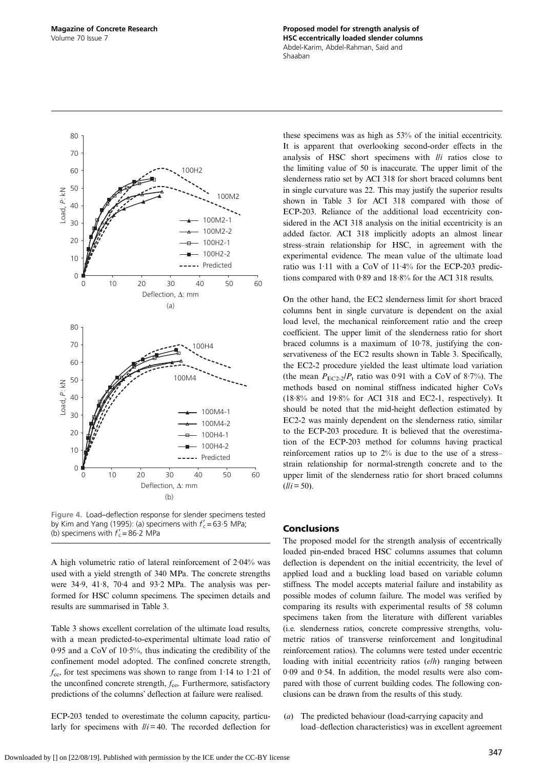Figure 4. Load–deflection response for slender specimens tested by Kim and Yang (1995): (a) specimens with $f'_c = 63.5$ MPa; (b) specimens with $f'_c = 86.2$ MPa

A high volumetric ratio of lateral reinforcement of 2·04% was used with a yield strength of 340 MPa. The concrete strengths were 34·9, 41·8, 70·4 and 93·2 MPa. The analysis was performed for HSC column specimens. The specimen details and results are summarised in Table 3.

Table 3 shows excellent correlation of the ultimate load results, with a mean predicted-to-experimental ultimate load ratio of 0·95 and a CoV of 10·5%, thus indicating the credibility of the confinement model adopted. The confined concrete strength, $f_{cc}$, for test specimens was shown to range from 1·14 to 1·21 of the unconfined concrete strength, $f_{co}$. Furthermore, satisfactory predictions of the columns' deflection at failure were realised.

ECP-203 tended to overestimate the column capacity, particularly for specimens with $l/i = 40$. The recorded deflection for these specimens was as high as 53% of the initial eccentricity. It is apparent that overlooking second-order effects in the analysis of HSC short specimens with $l/i$ ratios close to the limiting value of 50 is inaccurate. The upper limit of the slenderness ratio set by ACI 318 for short braced columns bent in single curvature was 22. This may justify the superior results shown in Table 3 for ACI 318 compared with those of ECP-203. Reliance of the additional load eccentricity considered in the ACI 318 analysis on the initial eccentricity is an added factor. ACI 318 implicitly adopts an almost linear stress–strain relationship for HSC, in agreement with the experimental evidence. The mean value of the ultimate load ratio was 1·11 with a CoV of 11·4% for the ECP-203 predictions compared with 0·89 and 18·8% for the ACI 318 results.

On the other hand, the EC2 slenderness limit for short braced columns bent in single curvature is dependent on the axial load level, the mechanical reinforcement ratio and the creep coefficient. The upper limit of the slenderness ratio for short braced columns is a maximum of 10·78, justifying the conservativeness of the EC2 results shown in Table 3. Specifically, the EC2-2 procedure yielded the least ultimate load variation (the mean $P_{EC2\text{-}2}/P_t$ ratio was 0·91 with a CoV of 8·7%). The methods based on nominal stiffness indicated higher CoVs (18·8% and 19·8% for ACI 318 and EC2-1, respectively). It should be noted that the mid-height deflection estimated by EC2-2 was mainly dependent on the slenderness ratio, similar to the ECP-203 procedure. It is believed that the overestimation of the ECP-203 method for columns having practical reinforcement ratios up to 2% is due to the use of a stress–strain relationship for normal-strength concrete and to the upper limit of the slenderness ratio for short braced columns ($l/i = 50$).

## Conclusions

The proposed model for the strength analysis of eccentrically loaded pin-ended braced HSC columns assumes that column deflection is dependent on the initial eccentricity, the level of applied load and a buckling load based on variable column stiffness. The model accepts material failure and instability as possible modes of column failure. The model was verified by comparing its results with experimental results of 58 column specimens taken from the literature with different variables (i.e. slenderness ratios, concrete compressive strengths, volumetric ratios of transverse reinforcement and longitudinal reinforcement ratios). The columns were tested under eccentric loading with initial eccentricity ratios ($e/h$) ranging between 0·09 and 0·54. In addition, the model results were also compared with those of current building codes. The following conclusions can be drawn from the results of this study.

(*a*) The predicted behaviour (load-carrying capacity and load–deflection characteristics) was in excellent agreement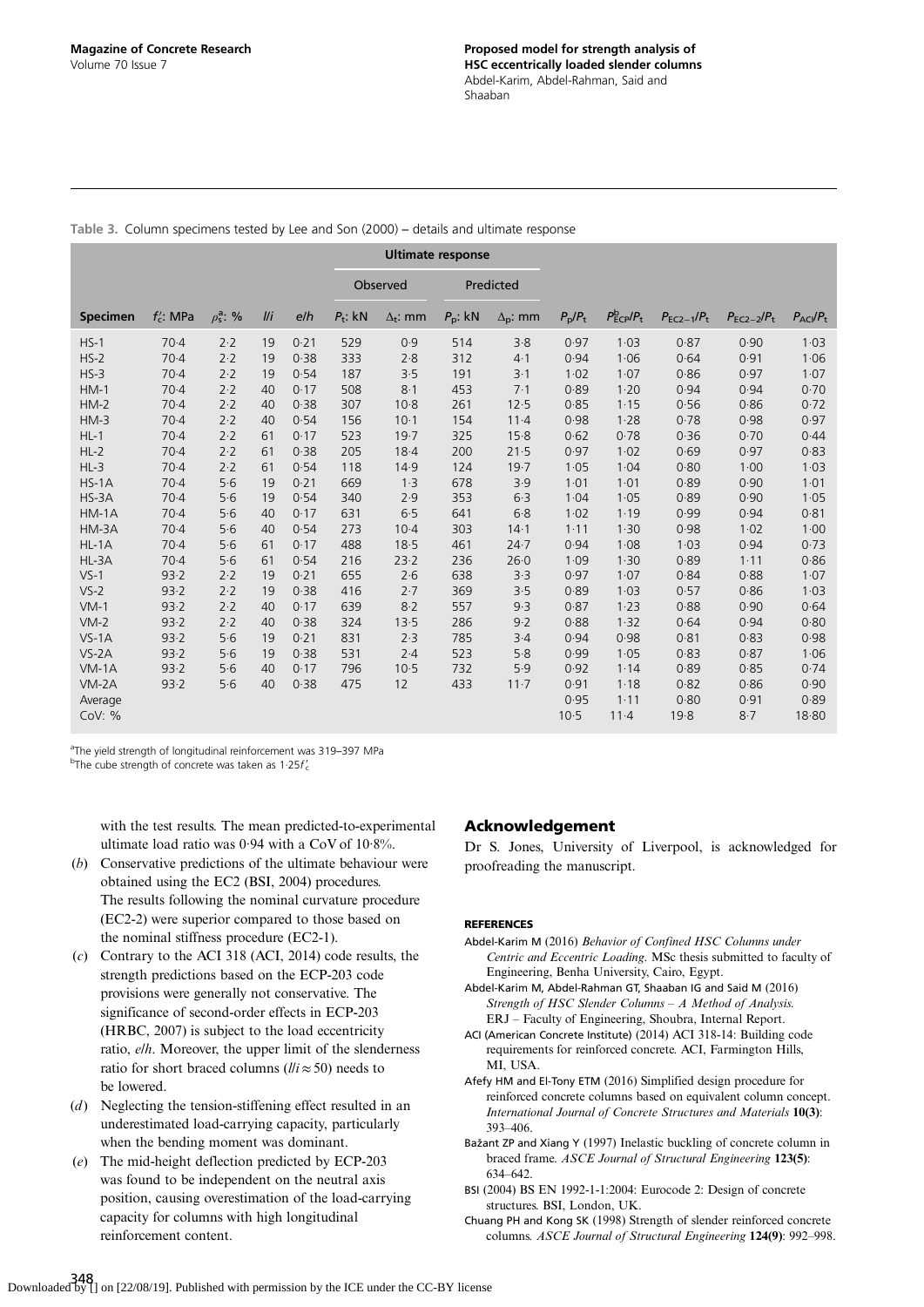Table 3. Column specimens tested by Lee and Son (2000) – details and ultimate response

| Specimen | $f_c'$: MPa | $\rho_s^a$: % | $l/i$ | $e/h$ | Ultimate response | | | | $P_p/P_t$ | $P_{ECP}^b/P_t$ | $P_{EC2-1}/P_t$ | $P_{EC2-2}/P_t$ | $P_{ACI}/P_t$ |
|---|---|---|---|---|---|---|---|---|---|---|---|---|---|
| | | | | | Observed | | Predicted | | | | | | |
| | | | | | $P_t$: kN | $\Delta_t$: mm | $P_p$: kN | $\Delta_p$: mm | | | | | |
| HS-1 | 70·4 | 2·2 | 19 | 0·21 | 529 | 0·9 | 514 | 3·8 | 0·97 | 1·03 | 0·87 | 0·90 | 1·03 |
| HS-2 | 70·4 | 2·2 | 19 | 0·38 | 333 | 2·8 | 312 | 4·1 | 0·94 | 1·06 | 0·64 | 0·91 | 1·06 |
| HS-3 | 70·4 | 2·2 | 19 | 0·54 | 187 | 3·5 | 191 | 3·1 | 1·02 | 1·07 | 0·86 | 0·97 | 1·07 |
| HM-1 | 70·4 | 2·2 | 40 | 0·17 | 508 | 8·1 | 453 | 7·1 | 0·89 | 1·20 | 0·94 | 0·94 | 0·70 |
| HM-2 | 70·4 | 2·2 | 40 | 0·38 | 307 | 10·8 | 261 | 12·5 | 0·85 | 1·15 | 0·56 | 0·86 | 0·72 |
| HM-3 | 70·4 | 2·2 | 40 | 0·54 | 156 | 10·1 | 154 | 11·4 | 0·98 | 1·28 | 0·78 | 0·98 | 0·97 |
| HL-1 | 70·4 | 2·2 | 61 | 0·17 | 523 | 19·7 | 325 | 15·8 | 0·62 | 0·78 | 0·36 | 0·70 | 0·44 |
| HL-2 | 70·4 | 2·2 | 61 | 0·38 | 205 | 18·4 | 200 | 21·5 | 0·97 | 1·02 | 0·69 | 0·97 | 0·83 |
| HL-3 | 70·4 | 2·2 | 61 | 0·54 | 118 | 14·9 | 124 | 19·7 | 1·05 | 1·04 | 0·80 | 1·00 | 1·03 |
| HS-1A | 70·4 | 5·6 | 19 | 0·21 | 669 | 1·3 | 678 | 3·9 | 1·01 | 1·01 | 0·89 | 0·90 | 1·01 |
| HS-3A | 70·4 | 5·6 | 19 | 0·54 | 340 | 2·9 | 353 | 6·3 | 1·04 | 1·05 | 0·89 | 0·90 | 1·05 |
| HM-1A | 70·4 | 5·6 | 40 | 0·17 | 631 | 6·5 | 641 | 6·8 | 1·02 | 1·19 | 0·99 | 0·94 | 0·81 |
| HM-3A | 70·4 | 5·6 | 40 | 0·54 | 273 | 10·4 | 303 | 14·1 | 1·11 | 1·30 | 0·98 | 1·02 | 1·00 |
| HL-1A | 70·4 | 5·6 | 61 | 0·17 | 488 | 18·5 | 461 | 24·7 | 0·94 | 1·08 | 1·03 | 0·94 | 0·73 |
| HL-3A | 70·4 | 5·6 | 61 | 0·54 | 216 | 23·2 | 236 | 26·0 | 1·09 | 1·30 | 0·89 | 1·11 | 0·86 |
| VS-1 | 93·2 | 2·2 | 19 | 0·21 | 655 | 2·6 | 638 | 3·3 | 0·97 | 1·07 | 0·84 | 0·88 | 1·07 |
| VS-2 | 93·2 | 2·2 | 19 | 0·38 | 416 | 2·7 | 369 | 3·5 | 0·89 | 1·03 | 0·57 | 0·86 | 1·03 |
| VM-1 | 93·2 | 2·2 | 40 | 0·17 | 639 | 8·2 | 557 | 9·3 | 0·87 | 1·23 | 0·88 | 0·90 | 0·64 |
| VM-2 | 93·2 | 2·2 | 40 | 0·38 | 324 | 13·5 | 286 | 9·2 | 0·88 | 1·32 | 0·64 | 0·94 | 0·80 |
| VS-1A | 93·2 | 5·6 | 19 | 0·21 | 831 | 2·3 | 785 | 3·4 | 0·94 | 0·98 | 0·81 | 0·83 | 0·98 |
| VS-2A | 93·2 | 5·6 | 19 | 0·38 | 531 | 2·4 | 523 | 5·8 | 0·99 | 1·05 | 0·83 | 0·87 | 1·06 |
| VM-1A | 93·2 | 5·6 | 40 | 0·17 | 796 | 10·5 | 732 | 5·9 | 0·92 | 1·14 | 0·89 | 0·85 | 0·74 |
| VM-2A | 93·2 | 5·6 | 40 | 0·38 | 475 | 12 | 433 | 11·7 | 0·91 | 1·18 | 0·82 | 0·86 | 0·90 |
| Average | | | | | | | | | 0·95 | 1·11 | 0·80 | 0·91 | 0·89 |
| CoV: % | | | | | | | | | 10·5 | 11·4 | 19·8 | 8·7 | 18·80 |

[a]The yield strength of longitudinal reinforcement was 319–397 MPa
[b]The cube strength of concrete was taken as $1{\cdot}25f_c'$

with the test results. The mean predicted-to-experimental ultimate load ratio was 0·94 with a CoV of 10·8%.

(*b*) Conservative predictions of the ultimate behaviour were obtained using the EC2 (BSI, 2004) procedures. The results following the nominal curvature procedure (EC2-2) were superior compared to those based on the nominal stiffness procedure (EC2-1).

(*c*) Contrary to the ACI 318 (ACI, 2014) code results, the strength predictions based on the ECP-203 code provisions were generally not conservative. The significance of second-order effects in ECP-203 (HRBC, 2007) is subject to the load eccentricity ratio, $e/h$. Moreover, the upper limit of the slenderness ratio for short braced columns ($l/i \approx 50$) needs to be lowered.

(*d*) Neglecting the tension-stiffening effect resulted in an underestimated load-carrying capacity, particularly when the bending moment was dominant.

(*e*) The mid-height deflection predicted by ECP-203 was found to be independent on the neutral axis position, causing overestimation of the load-carrying capacity for columns with high longitudinal reinforcement content.

## Acknowledgement

Dr S. Jones, University of Liverpool, is acknowledged for proofreading the manuscript.

## REFERENCES

Abdel-Karim M (2016) *Behavior of Confined HSC Columns under Centric and Eccentric Loading*. MSc thesis submitted to faculty of Engineering, Benha University, Cairo, Egypt.

Abdel-Karim M, Abdel-Rahman GT, Shaaban IG and Said M (2016) *Strength of HSC Slender Columns – A Method of Analysis*. ERJ – Faculty of Engineering, Shoubra, Internal Report.

ACI (American Concrete Institute) (2014) ACI 318-14: Building code requirements for reinforced concrete. ACI, Farmington Hills, MI, USA.

Afefy HM and El-Tony ETM (2016) Simplified design procedure for reinforced concrete columns based on equivalent column concept. *International Journal of Concrete Structures and Materials* **10(3)**: 393–406.

Bažant ZP and Xiang Y (1997) Inelastic buckling of concrete column in braced frame. *ASCE Journal of Structural Engineering* **123(5)**: 634–642.

BSI (2004) BS EN 1992-1-1:2004: Eurocode 2: Design of concrete structures. BSI, London, UK.

Chuang PH and Kong SK (1998) Strength of slender reinforced concrete columns. *ASCE Journal of Structural Engineering* **124(9)**: 992–998.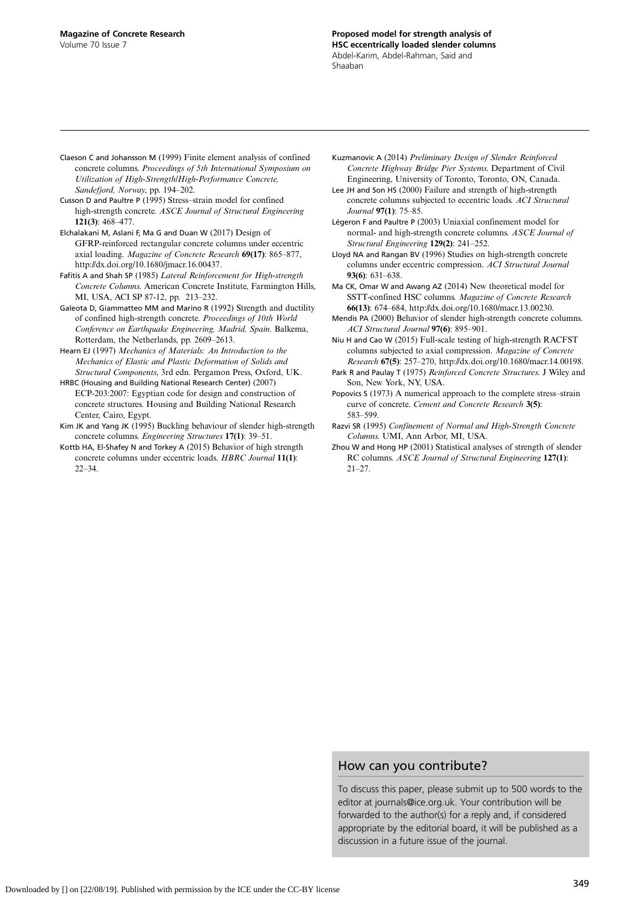Claeson C and Johansson M (1999) Finite element analysis of confined concrete columns. *Proceedings of 5th International Symposium on Utilization of High-Strength/High-Performance Concrete, Sandefjord, Norway*, pp. 194–202.

Cusson D and Paultre P (1995) Stress–strain model for confined high-strength concrete. *ASCE Journal of Structural Engineering* **121(3)**: 468–477.

Elchalakani M, Aslani F, Ma G and Duan W (2017) Design of GFRP-reinforced rectangular concrete columns under eccentric axial loading. *Magazine of Concrete Research* **69(17)**: 865–877, http://dx.doi.org/10.1680/jmacr.16.00437.

Fafitis A and Shah SP (1985) *Lateral Reinforcement for High-strength Concrete Columns*. American Concrete Institute, Farmington Hills, MI, USA, ACI SP 87-12, pp. 213–232.

Galeota D, Giammatteo MM and Marino R (1992) Strength and ductility of confined high-strength concrete. *Proceedings of 10th World Conference on Earthquake Engineering, Madrid, Spain*. Balkema, Rotterdam, the Netherlands, pp. 2609–2613.

Hearn EJ (1997) *Mechanics of Materials: An Introduction to the Mechanics of Elastic and Plastic Deformation of Solids and Structural Components*, 3rd edn. Pergamon Press, Oxford, UK.

HRBC (Housing and Building National Research Center) (2007) ECP-203:2007: Egyptian code for design and construction of concrete structures. Housing and Building National Research Center, Cairo, Egypt.

Kim JK and Yang JK (1995) Buckling behaviour of slender high-strength concrete columns. *Engineering Structures* **17(1)**: 39–51.

Kottb HA, El-Shafey N and Torkey A (2015) Behavior of high strength concrete columns under eccentric loads. *HBRC Journal* **11(1)**: 22–34.

Kuzmanovic A (2014) *Preliminary Design of Slender Reinforced Concrete Highway Bridge Pier Systems*. Department of Civil Engineering, University of Toronto, Toronto, ON, Canada.

Lee JH and Son HS (2000) Failure and strength of high-strength concrete columns subjected to eccentric loads. *ACI Structural Journal* **97(1)**: 75–85.

Légeron F and Paultre P (2003) Uniaxial confinement model for normal- and high-strength concrete columns. *ASCE Journal of Structural Engineering* **129(2)**: 241–252.

Lloyd NA and Rangan BV (1996) Studies on high-strength concrete columns under eccentric compression. *ACI Structural Journal* **93(6)**: 631–638.

Ma CK, Omar W and Awang AZ (2014) New theoretical model for SSTT-confined HSC columns. *Magazine of Concrete Research* **66(13)**: 674–684, http://dx.doi.org/10.1680/macr.13.00230.

Mendis PA (2000) Behavior of slender high-strength concrete columns. *ACI Structural Journal* **97(6)**: 895–901.

Niu H and Cao W (2015) Full-scale testing of high-strength RACFST columns subjected to axial compression. *Magazine of Concrete Research* **67(5)**: 257–270, http://dx.doi.org/10.1680/macr.14.00198.

Park R and Paulay T (1975) *Reinforced Concrete Structures*. J Wiley and Son, New York, NY, USA.

Popovics S (1973) A numerical approach to the complete stress–strain curve of concrete. *Cement and Concrete Research* **3(5)**: 583–599.

Razvi SR (1995) *Confinement of Normal and High-Strength Concrete Columns*. UMI, Ann Arbor, MI, USA.

Zhou W and Hong HP (2001) Statistical analyses of strength of slender RC columns. *ASCE Journal of Structural Engineering* **127(1)**: 21–27.

## How can you contribute?

To discuss this paper, please submit up to 500 words to the editor at journals@ice.org.uk. Your contribution will be forwarded to the author(s) for a reply and, if considered appropriate by the editorial board, it will be published as a discussion in a future issue of the journal.